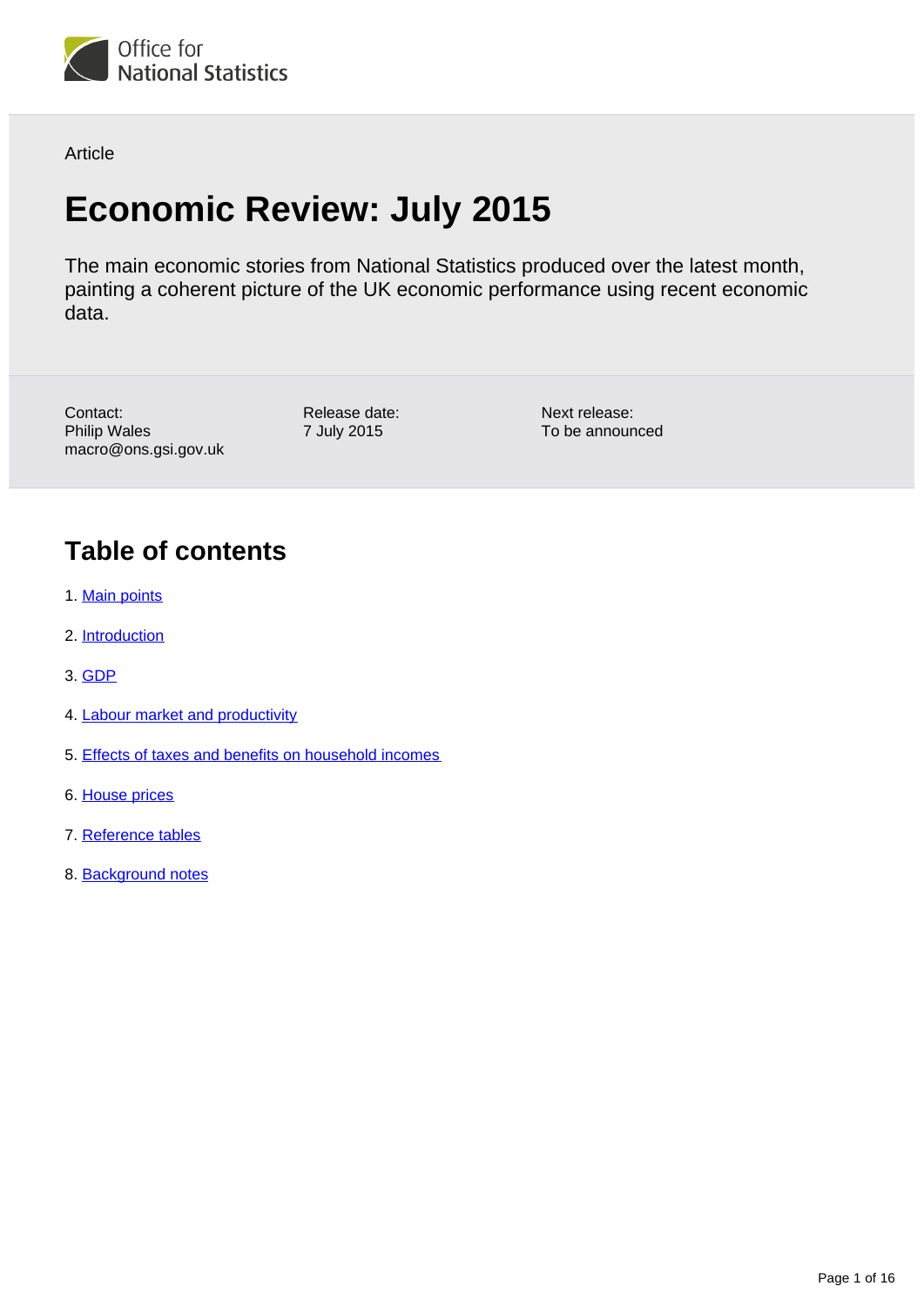Office for National Statistics

Article

# Economic Review: July 2015

The main economic stories from National Statistics produced over the latest month, painting a coherent picture of the UK economic performance using recent economic data.

Contact:
Philip Wales
macro@ons.gsi.gov.uk

Release date:
7 July 2015

Next release:
To be announced

## Table of contents

1. Main points
2. Introduction
3. GDP
4. Labour market and productivity
5. Effects of taxes and benefits on household incomes
6. House prices
7. Reference tables
8. Background notes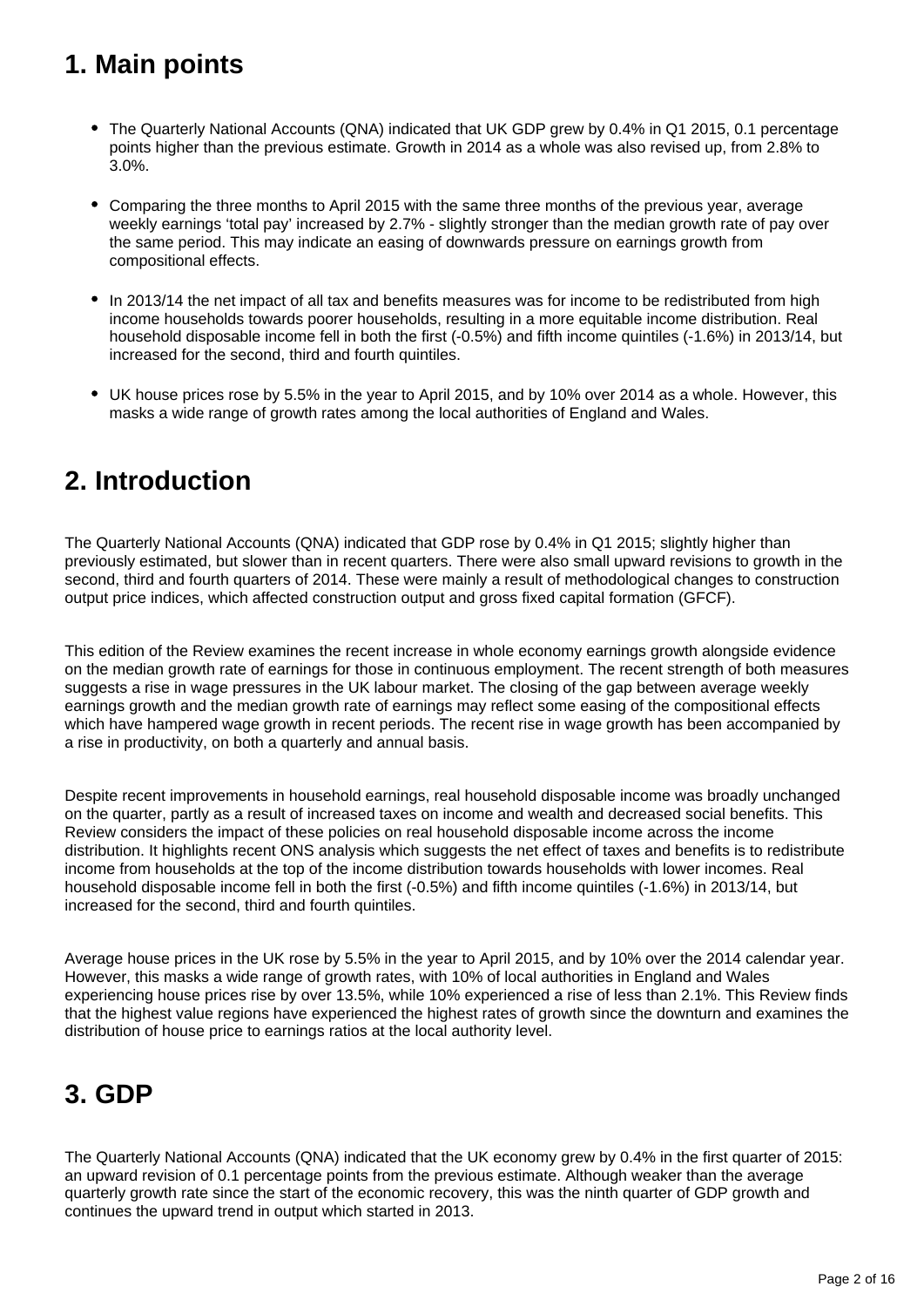## 1. Main points

- The Quarterly National Accounts (QNA) indicated that UK GDP grew by 0.4% in Q1 2015, 0.1 percentage points higher than the previous estimate. Growth in 2014 as a whole was also revised up, from 2.8% to 3.0%.

- Comparing the three months to April 2015 with the same three months of the previous year, average weekly earnings 'total pay' increased by 2.7% - slightly stronger than the median growth rate of pay over the same period. This may indicate an easing of downwards pressure on earnings growth from compositional effects.

- In 2013/14 the net impact of all tax and benefits measures was for income to be redistributed from high income households towards poorer households, resulting in a more equitable income distribution. Real household disposable income fell in both the first (-0.5%) and fifth income quintiles (-1.6%) in 2013/14, but increased for the second, third and fourth quintiles.

- UK house prices rose by 5.5% in the year to April 2015, and by 10% over 2014 as a whole. However, this masks a wide range of growth rates among the local authorities of England and Wales.

## 2. Introduction

The Quarterly National Accounts (QNA) indicated that GDP rose by 0.4% in Q1 2015; slightly higher than previously estimated, but slower than in recent quarters. There were also small upward revisions to growth in the second, third and fourth quarters of 2014. These were mainly a result of methodological changes to construction output price indices, which affected construction output and gross fixed capital formation (GFCF).

This edition of the Review examines the recent increase in whole economy earnings growth alongside evidence on the median growth rate of earnings for those in continuous employment. The recent strength of both measures suggests a rise in wage pressures in the UK labour market. The closing of the gap between average weekly earnings growth and the median growth rate of earnings may reflect some easing of the compositional effects which have hampered wage growth in recent periods. The recent rise in wage growth has been accompanied by a rise in productivity, on both a quarterly and annual basis.

Despite recent improvements in household earnings, real household disposable income was broadly unchanged on the quarter, partly as a result of increased taxes on income and wealth and decreased social benefits. This Review considers the impact of these policies on real household disposable income across the income distribution. It highlights recent ONS analysis which suggests the net effect of taxes and benefits is to redistribute income from households at the top of the income distribution towards households with lower incomes. Real household disposable income fell in both the first (-0.5%) and fifth income quintiles (-1.6%) in 2013/14, but increased for the second, third and fourth quintiles.

Average house prices in the UK rose by 5.5% in the year to April 2015, and by 10% over the 2014 calendar year. However, this masks a wide range of growth rates, with 10% of local authorities in England and Wales experiencing house prices rise by over 13.5%, while 10% experienced a rise of less than 2.1%. This Review finds that the highest value regions have experienced the highest rates of growth since the downturn and examines the distribution of house price to earnings ratios at the local authority level.

## 3. GDP

The Quarterly National Accounts (QNA) indicated that the UK economy grew by 0.4% in the first quarter of 2015: an upward revision of 0.1 percentage points from the previous estimate. Although weaker than the average quarterly growth rate since the start of the economic recovery, this was the ninth quarter of GDP growth and continues the upward trend in output which started in 2013.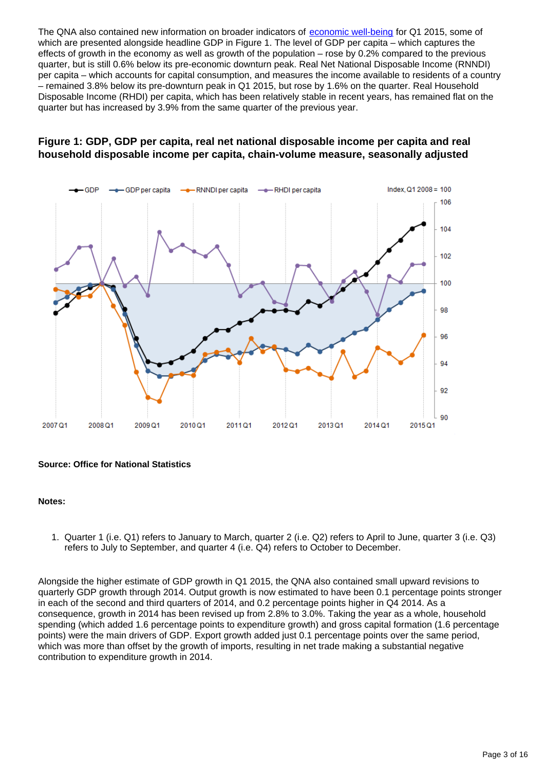The QNA also contained new information on broader indicators of economic well-being for Q1 2015, some of which are presented alongside headline GDP in Figure 1. The level of GDP per capita – which captures the effects of growth in the economy as well as growth of the population – rose by 0.2% compared to the previous quarter, but is still 0.6% below its pre-economic downturn peak. Real Net National Disposable Income (RNNDI) per capita – which accounts for capital consumption, and measures the income available to residents of a country – remained 3.8% below its pre-downturn peak in Q1 2015, but rose by 1.6% on the quarter. Real Household Disposable Income (RHDI) per capita, which has been relatively stable in recent years, has remained flat on the quarter but has increased by 3.9% from the same quarter of the previous year.

### Figure 1: GDP, GDP per capita, real net national disposable income per capita and real household disposable income per capita, chain-volume measure, seasonally adjusted

GDP
GDP per capita
RNNDI per capita
RHDI per capita
Index, Q1 2008 = 100

106
104
102
100
98
96
94
92
90

2007 Q1
2008 Q1
2009 Q1
2010 Q1
2011 Q1
2012 Q1
2013 Q1
2014 Q1
2015 Q1

**Source: Office for National Statistics**

**Notes:**

1. Quarter 1 (i.e. Q1) refers to January to March, quarter 2 (i.e. Q2) refers to April to June, quarter 3 (i.e. Q3) refers to July to September, and quarter 4 (i.e. Q4) refers to October to December.

Alongside the higher estimate of GDP growth in Q1 2015, the QNA also contained small upward revisions to quarterly GDP growth through 2014. Output growth is now estimated to have been 0.1 percentage points stronger in each of the second and third quarters of 2014, and 0.2 percentage points higher in Q4 2014. As a consequence, growth in 2014 has been revised up from 2.8% to 3.0%. Taking the year as a whole, household spending (which added 1.6 percentage points to expenditure growth) and gross capital formation (1.6 percentage points) were the main drivers of GDP. Export growth added just 0.1 percentage points over the same period, which was more than offset by the growth of imports, resulting in net trade making a substantial negative contribution to expenditure growth in 2014.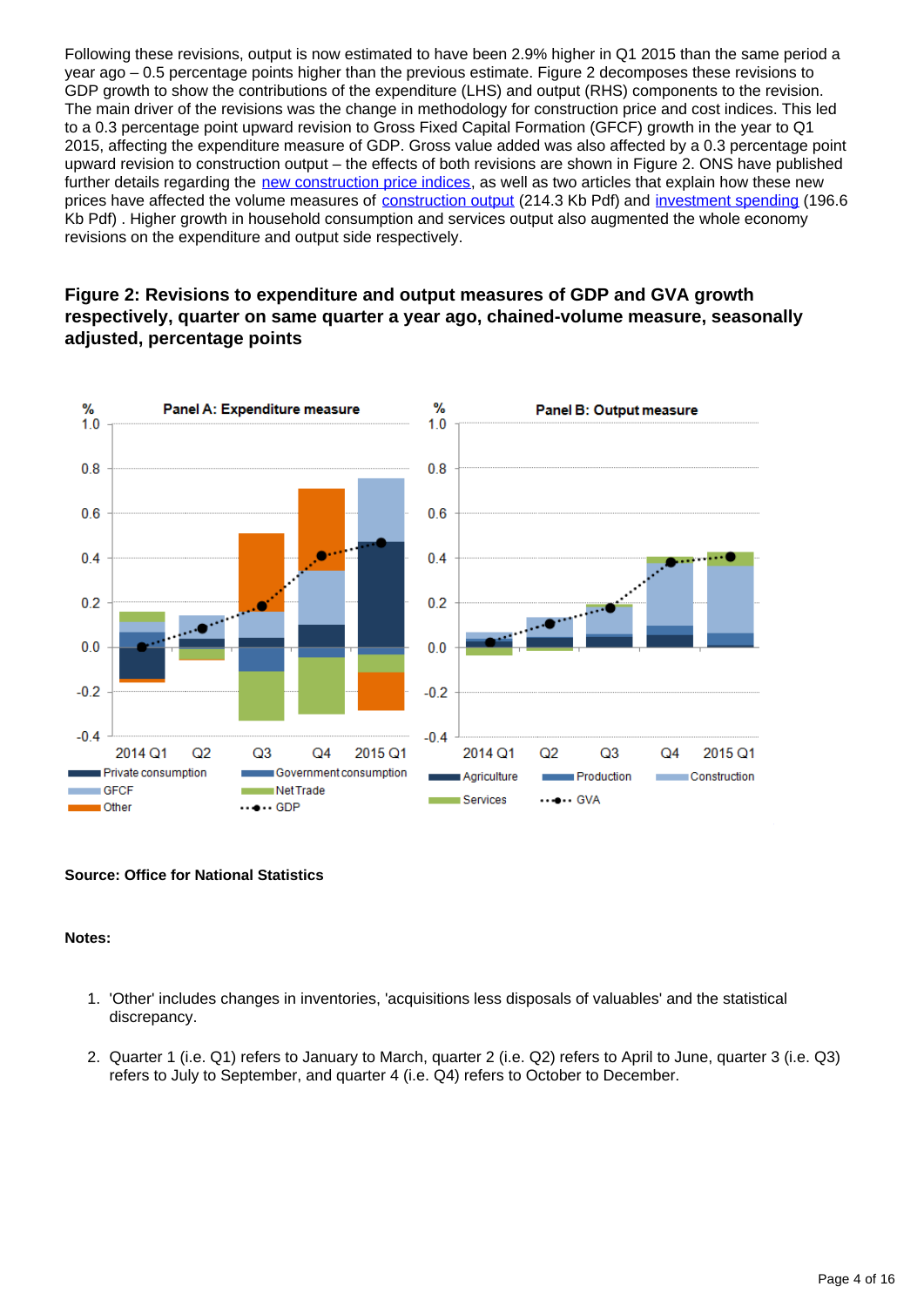Following these revisions, output is now estimated to have been 2.9% higher in Q1 2015 than the same period a year ago – 0.5 percentage points higher than the previous estimate. Figure 2 decomposes these revisions to GDP growth to show the contributions of the expenditure (LHS) and output (RHS) components to the revision. The main driver of the revisions was the change in methodology for construction price and cost indices. This led to a 0.3 percentage point upward revision to Gross Fixed Capital Formation (GFCF) growth in the year to Q1 2015, affecting the expenditure measure of GDP. Gross value added was also affected by a 0.3 percentage point upward revision to construction output – the effects of both revisions are shown in Figure 2. ONS have published further details regarding the new construction price indices, as well as two articles that explain how these new prices have affected the volume measures of construction output (214.3 Kb Pdf) and investment spending (196.6 Kb Pdf) . Higher growth in household consumption and services output also augmented the whole economy revisions on the expenditure and output side respectively.

### Figure 2: Revisions to expenditure and output measures of GDP and GVA growth respectively, quarter on same quarter a year ago, chained-volume measure, seasonally adjusted, percentage points

Panel A: Expenditure measure

%
1.0
0.8
0.6
0.4
0.2
0.0
-0.2
-0.4

2014 Q1, Q2, Q3, Q4, 2015 Q1

Private consumption, Government consumption, GFCF, Net Trade, Other, GDP

Panel B: Output measure

%
1.0
0.8
0.6
0.4
0.2
0.0
-0.2
-0.4

2014 Q1, Q2, Q3, Q4, 2015 Q1

Agriculture, Production, Construction, Services, GVA

**Source: Office for National Statistics**

**Notes:**

1. 'Other' includes changes in inventories, 'acquisitions less disposals of valuables' and the statistical discrepancy.

2. Quarter 1 (i.e. Q1) refers to January to March, quarter 2 (i.e. Q2) refers to April to June, quarter 3 (i.e. Q3) refers to July to September, and quarter 4 (i.e. Q4) refers to October to December.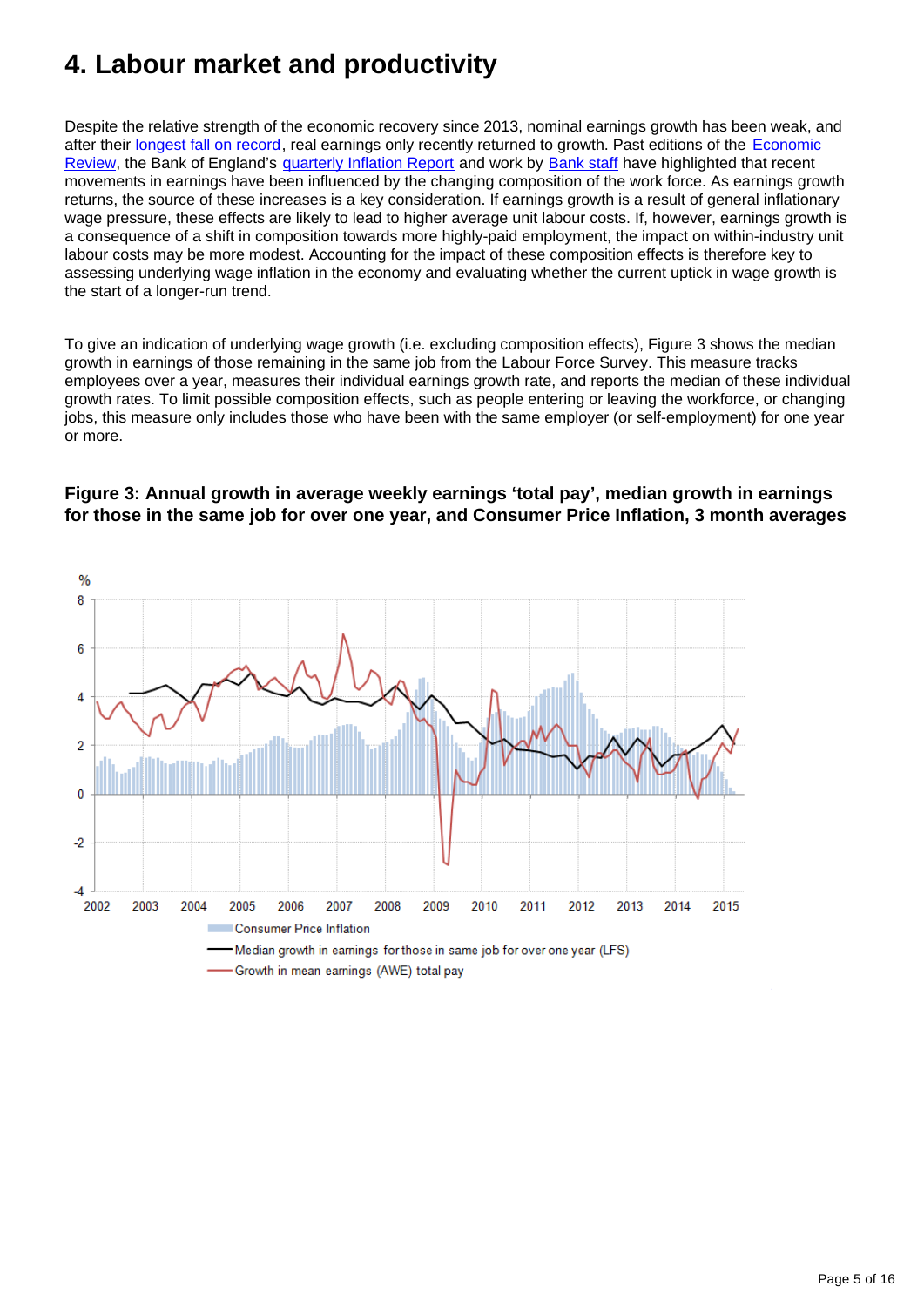# 4. Labour market and productivity

Despite the relative strength of the economic recovery since 2013, nominal earnings growth has been weak, and after their longest fall on record, real earnings only recently returned to growth. Past editions of the Economic Review, the Bank of England's quarterly Inflation Report and work by Bank staff have highlighted that recent movements in earnings have been influenced by the changing composition of the work force. As earnings growth returns, the source of these increases is a key consideration. If earnings growth is a result of general inflationary wage pressure, these effects are likely to lead to higher average unit labour costs. If, however, earnings growth is a consequence of a shift in composition towards more highly-paid employment, the impact on within-industry unit labour costs may be more modest. Accounting for the impact of these composition effects is therefore key to assessing underlying wage inflation in the economy and evaluating whether the current uptick in wage growth is the start of a longer-run trend.

To give an indication of underlying wage growth (i.e. excluding composition effects), Figure 3 shows the median growth in earnings of those remaining in the same job from the Labour Force Survey. This measure tracks employees over a year, measures their individual earnings growth rate, and reports the median of these individual growth rates. To limit possible composition effects, such as people entering or leaving the workforce, or changing jobs, this measure only includes those who have been with the same employer (or self-employment) for one year or more.

### Figure 3: Annual growth in average weekly earnings 'total pay', median growth in earnings for those in the same job for over one year, and Consumer Price Inflation, 3 month averages

%
8
6
4
2
0
-2
-4

2002 2003 2004 2005 2006 2007 2008 2009 2010 2011 2012 2013 2014 2015

Consumer Price Inflation
Median growth in earnings for those in same job for over one year (LFS)
Growth in mean earnings (AWE) total pay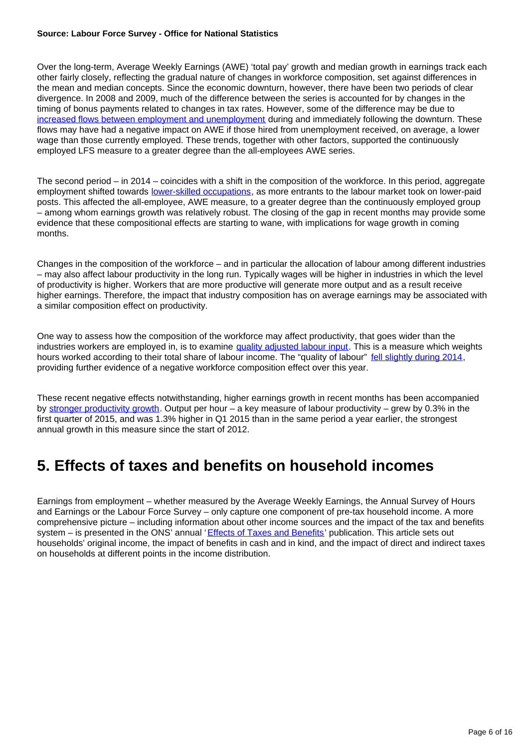**Source: Labour Force Survey - Office for National Statistics**

Over the long-term, Average Weekly Earnings (AWE) 'total pay' growth and median growth in earnings track each other fairly closely, reflecting the gradual nature of changes in workforce composition, set against differences in the mean and median concepts. Since the economic downturn, however, there have been two periods of clear divergence. In 2008 and 2009, much of the difference between the series is accounted for by changes in the timing of bonus payments related to changes in tax rates. However, some of the difference may be due to increased flows between employment and unemployment during and immediately following the downturn. These flows may have had a negative impact on AWE if those hired from unemployment received, on average, a lower wage than those currently employed. These trends, together with other factors, supported the continuously employed LFS measure to a greater degree than the all-employees AWE series.

The second period – in 2014 – coincides with a shift in the composition of the workforce. In this period, aggregate employment shifted towards lower-skilled occupations, as more entrants to the labour market took on lower-paid posts. This affected the all-employee, AWE measure, to a greater degree than the continuously employed group – among whom earnings growth was relatively robust. The closing of the gap in recent months may provide some evidence that these compositional effects are starting to wane, with implications for wage growth in coming months.

Changes in the composition of the workforce – and in particular the allocation of labour among different industries – may also affect labour productivity in the long run. Typically wages will be higher in industries in which the level of productivity is higher. Workers that are more productive will generate more output and as a result receive higher earnings. Therefore, the impact that industry composition has on average earnings may be associated with a similar composition effect on productivity.

One way to assess how the composition of the workforce may affect productivity, that goes wider than the industries workers are employed in, is to examine quality adjusted labour input. This is a measure which weights hours worked according to their total share of labour income. The "quality of labour" fell slightly during 2014, providing further evidence of a negative workforce composition effect over this year.

These recent negative effects notwithstanding, higher earnings growth in recent months has been accompanied by stronger productivity growth. Output per hour – a key measure of labour productivity – grew by 0.3% in the first quarter of 2015, and was 1.3% higher in Q1 2015 than in the same period a year earlier, the strongest annual growth in this measure since the start of 2012.

## 5. Effects of taxes and benefits on household incomes

Earnings from employment – whether measured by the Average Weekly Earnings, the Annual Survey of Hours and Earnings or the Labour Force Survey – only capture one component of pre-tax household income. A more comprehensive picture – including information about other income sources and the impact of the tax and benefits system – is presented in the ONS' annual 'Effects of Taxes and Benefits' publication. This article sets out households' original income, the impact of benefits in cash and in kind, and the impact of direct and indirect taxes on households at different points in the income distribution.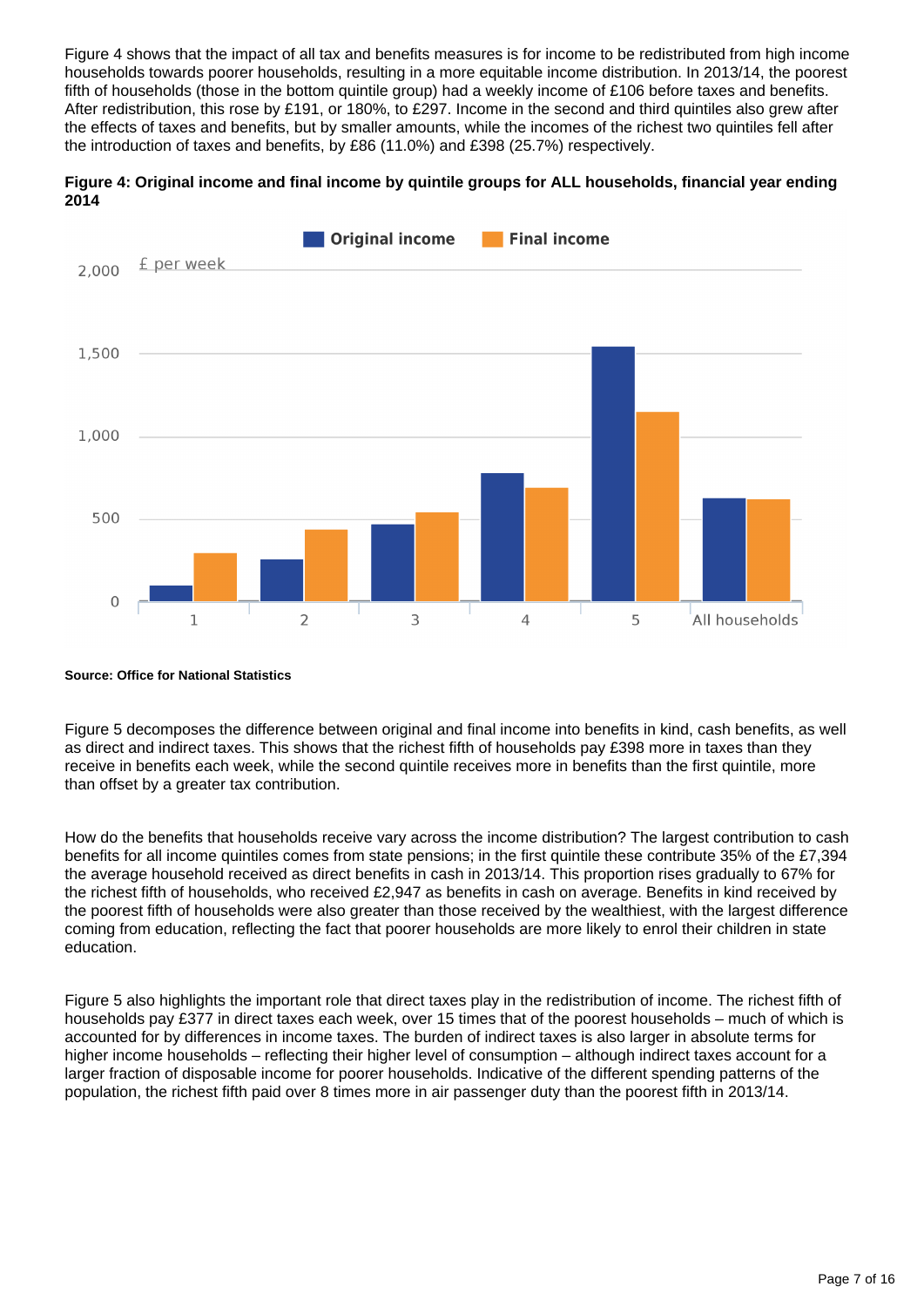Figure 4 shows that the impact of all tax and benefits measures is for income to be redistributed from high income households towards poorer households, resulting in a more equitable income distribution. In 2013/14, the poorest fifth of households (those in the bottom quintile group) had a weekly income of £106 before taxes and benefits. After redistribution, this rose by £191, or 180%, to £297. Income in the second and third quintiles also grew after the effects of taxes and benefits, but by smaller amounts, while the incomes of the richest two quintiles fell after the introduction of taxes and benefits, by £86 (11.0%) and £398 (25.7%) respectively.

**Figure 4: Original income and final income by quintile groups for ALL households, financial year ending 2014**

**Source: Office for National Statistics**

Figure 5 decomposes the difference between original and final income into benefits in kind, cash benefits, as well as direct and indirect taxes. This shows that the richest fifth of households pay £398 more in taxes than they receive in benefits each week, while the second quintile receives more in benefits than the first quintile, more than offset by a greater tax contribution.

How do the benefits that households receive vary across the income distribution? The largest contribution to cash benefits for all income quintiles comes from state pensions; in the first quintile these contribute 35% of the £7,394 the average household received as direct benefits in cash in 2013/14. This proportion rises gradually to 67% for the richest fifth of households, who received £2,947 as benefits in cash on average. Benefits in kind received by the poorest fifth of households were also greater than those received by the wealthiest, with the largest difference coming from education, reflecting the fact that poorer households are more likely to enrol their children in state education.

Figure 5 also highlights the important role that direct taxes play in the redistribution of income. The richest fifth of households pay £377 in direct taxes each week, over 15 times that of the poorest households – much of which is accounted for by differences in income taxes. The burden of indirect taxes is also larger in absolute terms for higher income households – reflecting their higher level of consumption – although indirect taxes account for a larger fraction of disposable income for poorer households. Indicative of the different spending patterns of the population, the richest fifth paid over 8 times more in air passenger duty than the poorest fifth in 2013/14.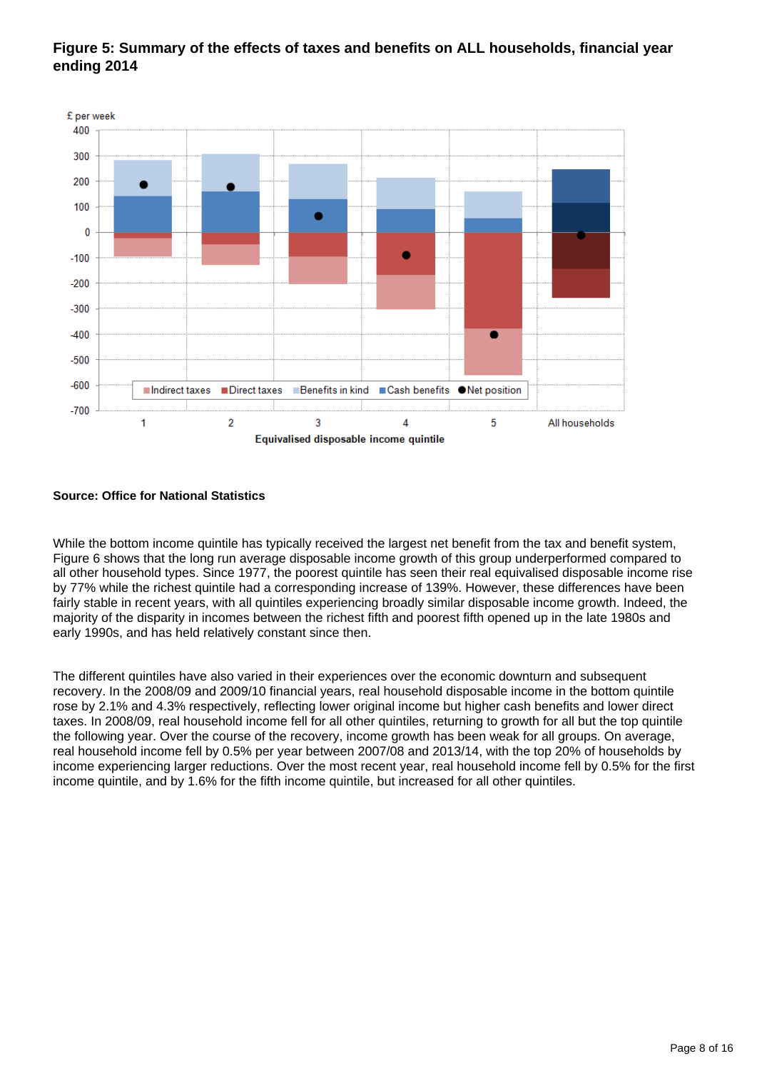**Figure 5: Summary of the effects of taxes and benefits on ALL households, financial year ending 2014**

**Source: Office for National Statistics**

While the bottom income quintile has typically received the largest net benefit from the tax and benefit system, Figure 6 shows that the long run average disposable income growth of this group underperformed compared to all other household types. Since 1977, the poorest quintile has seen their real equivalised disposable income rise by 77% while the richest quintile had a corresponding increase of 139%. However, these differences have been fairly stable in recent years, with all quintiles experiencing broadly similar disposable income growth. Indeed, the majority of the disparity in incomes between the richest fifth and poorest fifth opened up in the late 1980s and early 1990s, and has held relatively constant since then.

The different quintiles have also varied in their experiences over the economic downturn and subsequent recovery. In the 2008/09 and 2009/10 financial years, real household disposable income in the bottom quintile rose by 2.1% and 4.3% respectively, reflecting lower original income but higher cash benefits and lower direct taxes. In 2008/09, real household income fell for all other quintiles, returning to growth for all but the top quintile the following year. Over the course of the recovery, income growth has been weak for all groups. On average, real household income fell by 0.5% per year between 2007/08 and 2013/14, with the top 20% of households by income experiencing larger reductions. Over the most recent year, real household income fell by 0.5% for the first income quintile, and by 1.6% for the fifth income quintile, but increased for all other quintiles.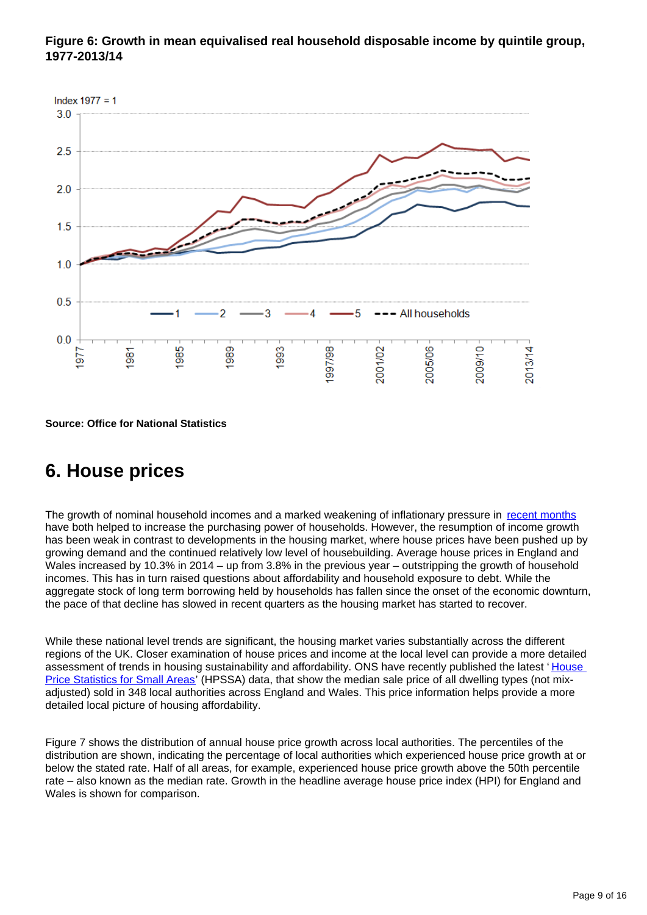**Figure 6: Growth in mean equivalised real household disposable income by quintile group, 1977-2013/14**

Index 1977 = 1

3.0
2.5
2.0
1.5
1.0
0.5
0.0

1 2 3 4 5 All households

1977 1981 1985 1989 1993 1997/98 2001/02 2005/06 2009/10 2013/14

**Source: Office for National Statistics**

# 6. House prices

The growth of nominal household incomes and a marked weakening of inflationary pressure in recent months have both helped to increase the purchasing power of households. However, the resumption of income growth has been weak in contrast to developments in the housing market, where house prices have been pushed up by growing demand and the continued relatively low level of housebuilding. Average house prices in England and Wales increased by 10.3% in 2014 – up from 3.8% in the previous year – outstripping the growth of household incomes. This has in turn raised questions about affordability and household exposure to debt. While the aggregate stock of long term borrowing held by households has fallen since the onset of the economic downturn, the pace of that decline has slowed in recent quarters as the housing market has started to recover.

While these national level trends are significant, the housing market varies substantially across the different regions of the UK. Closer examination of house prices and income at the local level can provide a more detailed assessment of trends in housing sustainability and affordability. ONS have recently published the latest 'House Price Statistics for Small Areas' (HPSSA) data, that show the median sale price of all dwelling types (not mix-adjusted) sold in 348 local authorities across England and Wales. This price information helps provide a more detailed local picture of housing affordability.

Figure 7 shows the distribution of annual house price growth across local authorities. The percentiles of the distribution are shown, indicating the percentage of local authorities which experienced house price growth at or below the stated rate. Half of all areas, for example, experienced house price growth above the 50th percentile rate – also known as the median rate. Growth in the headline average house price index (HPI) for England and Wales is shown for comparison.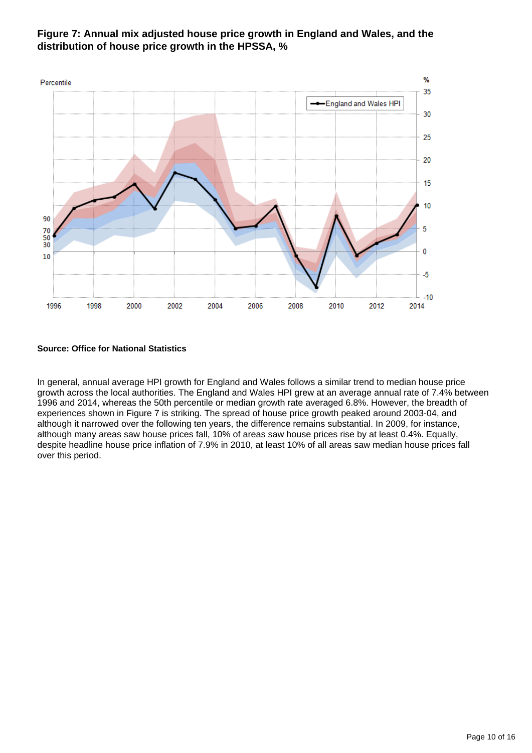### Figure 7: Annual mix adjusted house price growth in England and Wales, and the distribution of house price growth in the HPSSA, %

Percentile

%

England and Wales HPI

90
70
50
30
10

35
30
25
20
15
10
5
0
-5
-10

1996 1998 2000 2002 2004 2006 2008 2010 2012 2014

**Source: Office for National Statistics**

In general, annual average HPI growth for England and Wales follows a similar trend to median house price growth across the local authorities. The England and Wales HPI grew at an average annual rate of 7.4% between 1996 and 2014, whereas the 50th percentile or median growth rate averaged 6.8%. However, the breadth of experiences shown in Figure 7 is striking. The spread of house price growth peaked around 2003-04, and although it narrowed over the following ten years, the difference remains substantial. In 2009, for instance, although many areas saw house prices fall, 10% of areas saw house prices rise by at least 0.4%. Equally, despite headline house price inflation of 7.9% in 2010, at least 10% of all areas saw median house prices fall over this period.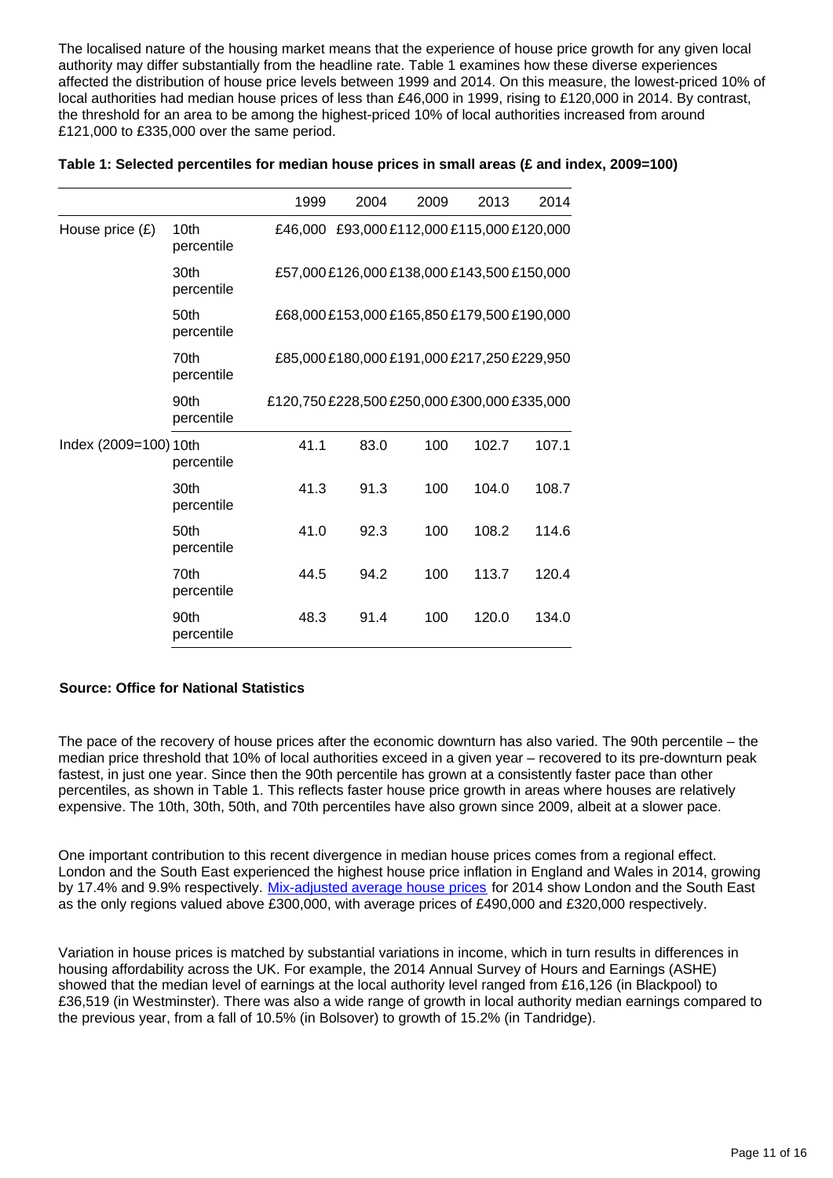The localised nature of the housing market means that the experience of house price growth for any given local authority may differ substantially from the headline rate. Table 1 examines how these diverse experiences affected the distribution of house price levels between 1999 and 2014. On this measure, the lowest-priced 10% of local authorities had median house prices of less than £46,000 in 1999, rising to £120,000 in 2014. By contrast, the threshold for an area to be among the highest-priced 10% of local authorities increased from around £121,000 to £335,000 over the same period.

**Table 1: Selected percentiles for median house prices in small areas (£ and index, 2009=100)**

| | | 1999 | 2004 | 2009 | 2013 | 2014 |
|---|---|---|---|---|---|---|
| House price (£) | 10th percentile | £46,000 | £93,000 | £112,000 | £115,000 | £120,000 |
| | 30th percentile | £57,000 | £126,000 | £138,000 | £143,500 | £150,000 |
| | 50th percentile | £68,000 | £153,000 | £165,850 | £179,500 | £190,000 |
| | 70th percentile | £85,000 | £180,000 | £191,000 | £217,250 | £229,950 |
| | 90th percentile | £120,750 | £228,500 | £250,000 | £300,000 | £335,000 |
| Index (2009=100) | 10th percentile | 41.1 | 83.0 | 100 | 102.7 | 107.1 |
| | 30th percentile | 41.3 | 91.3 | 100 | 104.0 | 108.7 |
| | 50th percentile | 41.0 | 92.3 | 100 | 108.2 | 114.6 |
| | 70th percentile | 44.5 | 94.2 | 100 | 113.7 | 120.4 |
| | 90th percentile | 48.3 | 91.4 | 100 | 120.0 | 134.0 |

**Source: Office for National Statistics**

The pace of the recovery of house prices after the economic downturn has also varied. The 90th percentile – the median price threshold that 10% of local authorities exceed in a given year – recovered to its pre-downturn peak fastest, in just one year. Since then the 90th percentile has grown at a consistently faster pace than other percentiles, as shown in Table 1. This reflects faster house price growth in areas where houses are relatively expensive. The 10th, 30th, 50th, and 70th percentiles have also grown since 2009, albeit at a slower pace.

One important contribution to this recent divergence in median house prices comes from a regional effect. London and the South East experienced the highest house price inflation in England and Wales in 2014, growing by 17.4% and 9.9% respectively. Mix-adjusted average house prices for 2014 show London and the South East as the only regions valued above £300,000, with average prices of £490,000 and £320,000 respectively.

Variation in house prices is matched by substantial variations in income, which in turn results in differences in housing affordability across the UK. For example, the 2014 Annual Survey of Hours and Earnings (ASHE) showed that the median level of earnings at the local authority level ranged from £16,126 (in Blackpool) to £36,519 (in Westminster). There was also a wide range of growth in local authority median earnings compared to the previous year, from a fall of 10.5% (in Bolsover) to growth of 15.2% (in Tandridge).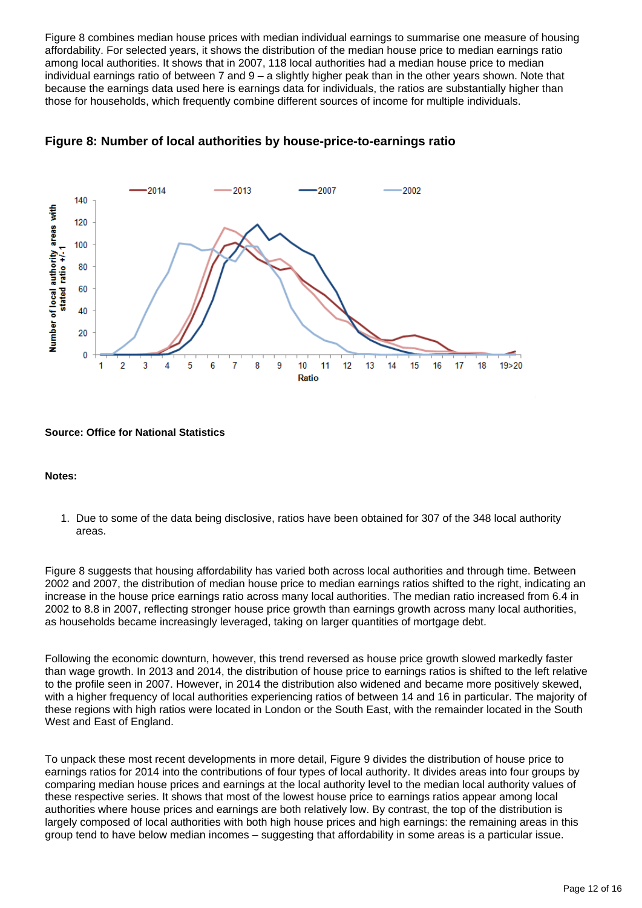Figure 8 combines median house prices with median individual earnings to summarise one measure of housing affordability. For selected years, it shows the distribution of the median house price to median earnings ratio among local authorities. It shows that in 2007, 118 local authorities had a median house price to median individual earnings ratio of between 7 and 9 – a slightly higher peak than in the other years shown. Note that because the earnings data used here is earnings data for individuals, the ratios are substantially higher than those for households, which frequently combine different sources of income for multiple individuals.

### Figure 8: Number of local authorities by house-price-to-earnings ratio

2014
2013
2007
2002

Number of local authority areas with stated ratio +/- 1

140
120
100
80
60
40
20
0

1 2 3 4 5 6 7 8 9 10 11 12 13 14 15 16 17 18 19>20

Ratio

**Source: Office for National Statistics**

**Notes:**

1. Due to some of the data being disclosive, ratios have been obtained for 307 of the 348 local authority areas.

Figure 8 suggests that housing affordability has varied both across local authorities and through time. Between 2002 and 2007, the distribution of median house price to median earnings ratios shifted to the right, indicating an increase in the house price earnings ratio across many local authorities. The median ratio increased from 6.4 in 2002 to 8.8 in 2007, reflecting stronger house price growth than earnings growth across many local authorities, as households became increasingly leveraged, taking on larger quantities of mortgage debt.

Following the economic downturn, however, this trend reversed as house price growth slowed markedly faster than wage growth. In 2013 and 2014, the distribution of house price to earnings ratios is shifted to the left relative to the profile seen in 2007. However, in 2014 the distribution also widened and became more positively skewed, with a higher frequency of local authorities experiencing ratios of between 14 and 16 in particular. The majority of these regions with high ratios were located in London or the South East, with the remainder located in the South West and East of England.

To unpack these most recent developments in more detail, Figure 9 divides the distribution of house price to earnings ratios for 2014 into the contributions of four types of local authority. It divides areas into four groups by comparing median house prices and earnings at the local authority level to the median local authority values of these respective series. It shows that most of the lowest house price to earnings ratios appear among local authorities where house prices and earnings are both relatively low. By contrast, the top of the distribution is largely composed of local authorities with both high house prices and high earnings: the remaining areas in this group tend to have below median incomes – suggesting that affordability in some areas is a particular issue.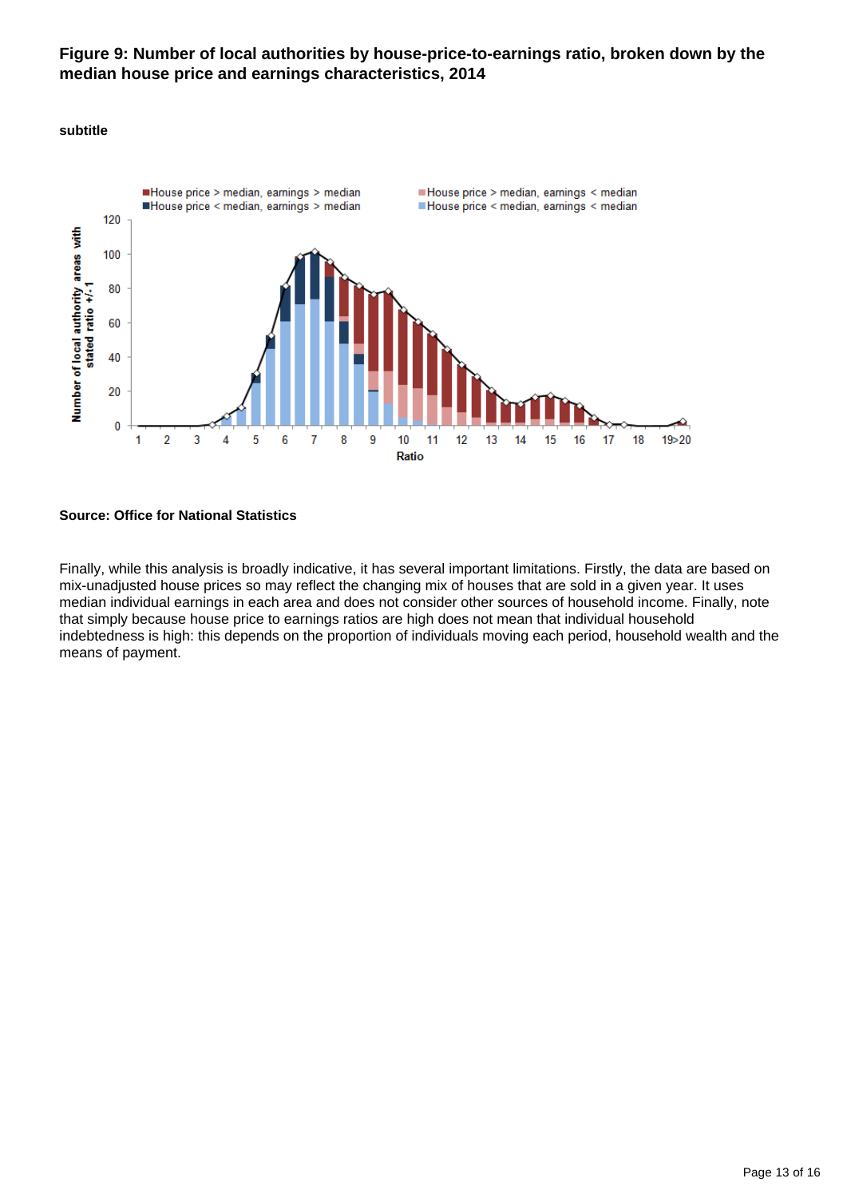### Figure 9: Number of local authorities by house-price-to-earnings ratio, broken down by the median house price and earnings characteristics, 2014

**subtitle**

House price > median, earnings > median
House price < median, earnings > median
House price > median, earnings < median
House price < median, earnings < median

Number of local authority areas with stated ratio +/- 1

120
100
80
60
40
20
0

1 2 3 4 5 6 7 8 9 10 11 12 13 14 15 16 17 18 19 >20

Ratio

**Source: Office for National Statistics**

Finally, while this analysis is broadly indicative, it has several important limitations. Firstly, the data are based on mix-unadjusted house prices so may reflect the changing mix of houses that are sold in a given year. It uses median individual earnings in each area and does not consider other sources of household income. Finally, note that simply because house price to earnings ratios are high does not mean that individual household indebtedness is high: this depends on the proportion of individuals moving each period, household wealth and the means of payment.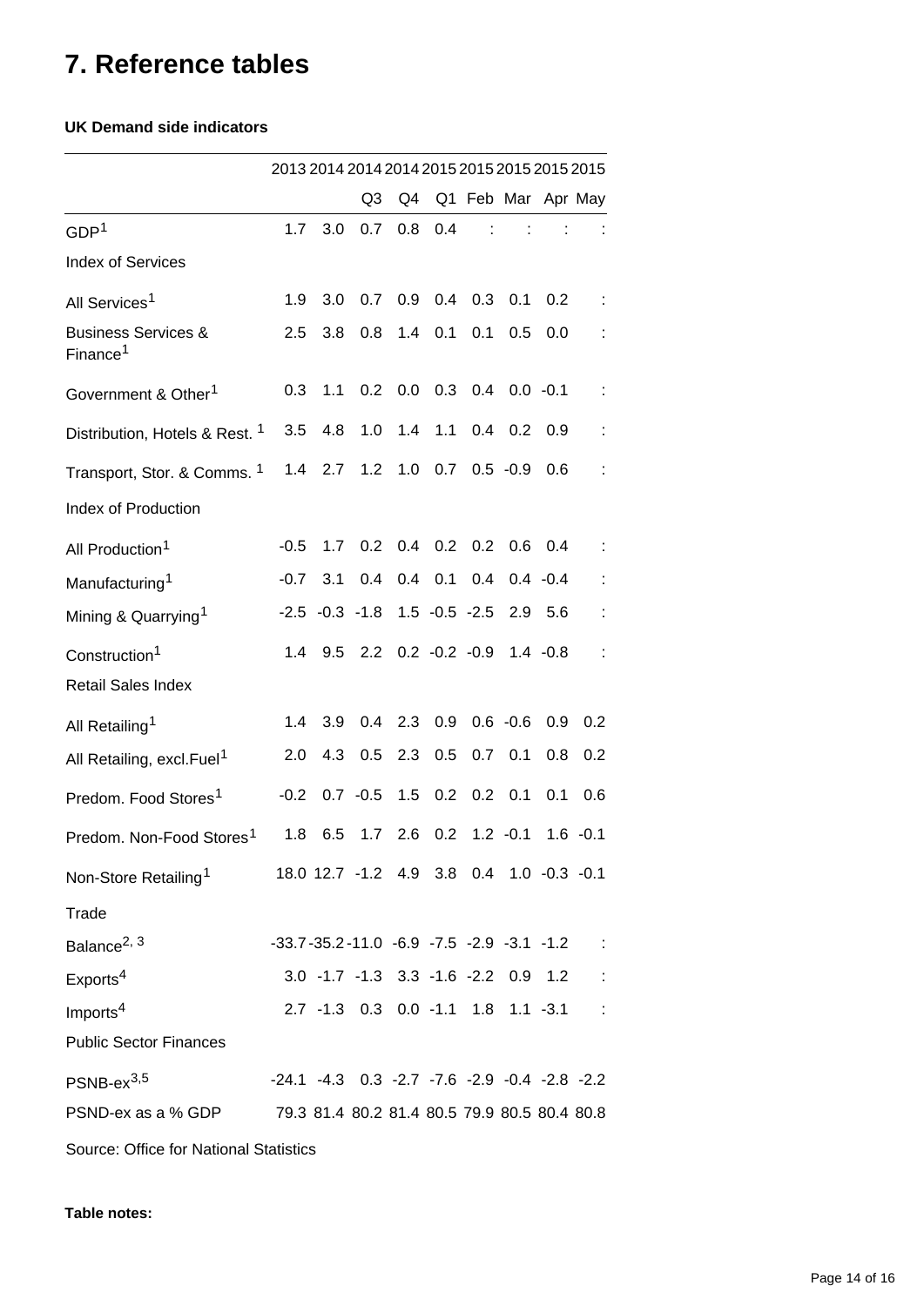# 7. Reference tables

**UK Demand side indicators**

| | 2013 | 2014 | 2014 Q3 | 2014 Q4 | 2015 Q1 | 2015 Feb | 2015 Mar | 2015 Apr | 2015 May |
|---|---|---|---|---|---|---|---|---|---|
| GDP[1] | 1.7 | 3.0 | 0.7 | 0.8 | 0.4 | : | : | : | : |
| Index of Services | | | | | | | | | |
| All Services[1] | 1.9 | 3.0 | 0.7 | 0.9 | 0.4 | 0.3 | 0.1 | 0.2 | : |
| Business Services & Finance[1] | 2.5 | 3.8 | 0.8 | 1.4 | 0.1 | 0.1 | 0.5 | 0.0 | : |
| Government & Other[1] | 0.3 | 1.1 | 0.2 | 0.0 | 0.3 | 0.4 | 0.0 | -0.1 | : |
| Distribution, Hotels & Rest. [1] | 3.5 | 4.8 | 1.0 | 1.4 | 1.1 | 0.4 | 0.2 | 0.9 | : |
| Transport, Stor. & Comms. [1] | 1.4 | 2.7 | 1.2 | 1.0 | 0.7 | 0.5 | -0.9 | 0.6 | : |
| Index of Production | | | | | | | | | |
| All Production[1] | -0.5 | 1.7 | 0.2 | 0.4 | 0.2 | 0.2 | 0.6 | 0.4 | : |
| Manufacturing[1] | -0.7 | 3.1 | 0.4 | 0.4 | 0.1 | 0.4 | 0.4 | -0.4 | : |
| Mining & Quarrying[1] | -2.5 | -0.3 | -1.8 | 1.5 | -0.5 | -2.5 | 2.9 | 5.6 | : |
| Construction[1] | 1.4 | 9.5 | 2.2 | 0.2 | -0.2 | -0.9 | 1.4 | -0.8 | : |
| Retail Sales Index | | | | | | | | | |
| All Retailing[1] | 1.4 | 3.9 | 0.4 | 2.3 | 0.9 | 0.6 | -0.6 | 0.9 | 0.2 |
| All Retailing, excl.Fuel[1] | 2.0 | 4.3 | 0.5 | 2.3 | 0.5 | 0.7 | 0.1 | 0.8 | 0.2 |
| Predom. Food Stores[1] | -0.2 | 0.7 | -0.5 | 1.5 | 0.2 | 0.2 | 0.1 | 0.1 | 0.6 |
| Predom. Non-Food Stores[1] | 1.8 | 6.5 | 1.7 | 2.6 | 0.2 | 1.2 | -0.1 | 1.6 | -0.1 |
| Non-Store Retailing[1] | 18.0 | 12.7 | -1.2 | 4.9 | 3.8 | 0.4 | 1.0 | -0.3 | -0.1 |
| Trade | | | | | | | | | |
| Balance[2, 3] | -33.7 | -35.2 | -11.0 | -6.9 | -7.5 | -2.9 | -3.1 | -1.2 | : |
| Exports[4] | 3.0 | -1.7 | -1.3 | 3.3 | -1.6 | -2.2 | 0.9 | 1.2 | : |
| Imports[4] | 2.7 | -1.3 | 0.3 | 0.0 | -1.1 | 1.8 | 1.1 | -3.1 | : |
| Public Sector Finances | | | | | | | | | |
| PSNB-ex[3,5] | -24.1 | -4.3 | 0.3 | -2.7 | -7.6 | -2.9 | -0.4 | -2.8 | -2.2 |
| PSND-ex as a % GDP | 79.3 | 81.4 | 80.2 | 81.4 | 80.5 | 79.9 | 80.5 | 80.4 | 80.8 |

Source: Office for National Statistics

**Table notes:**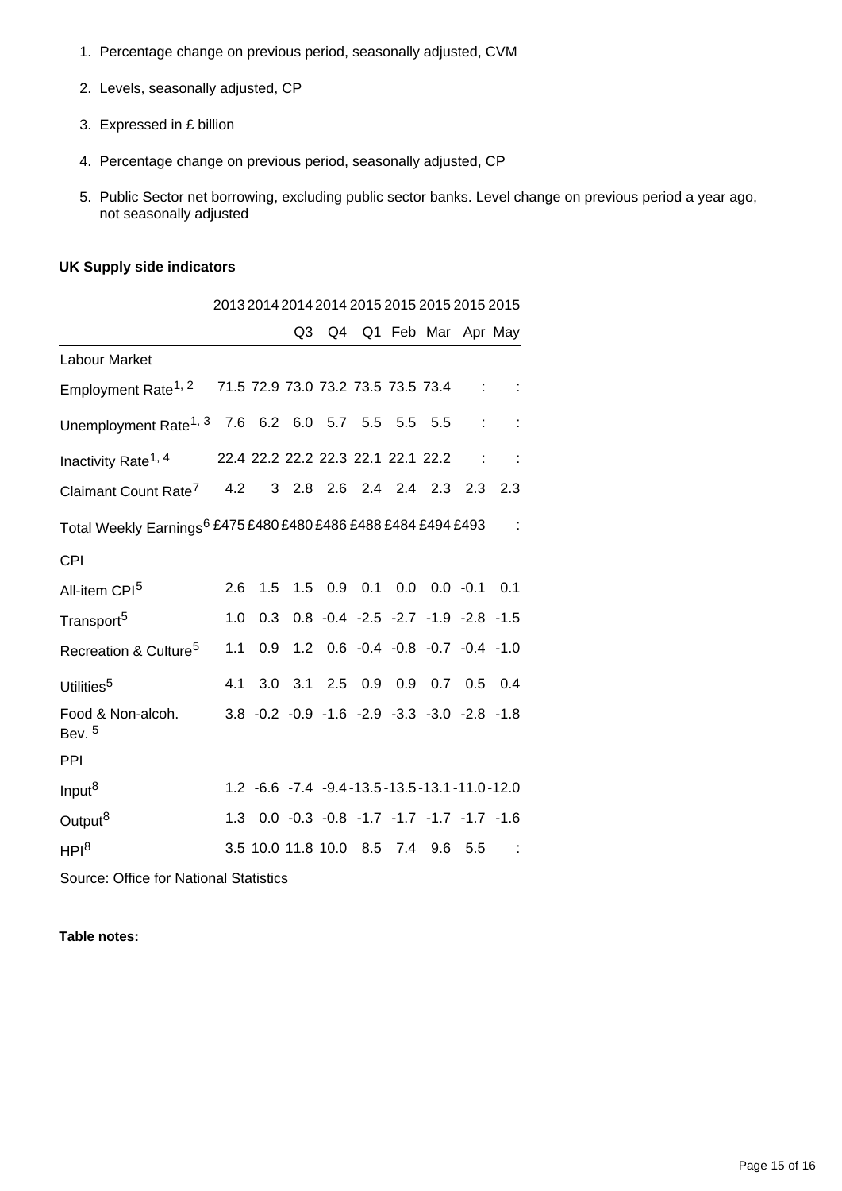1. Percentage change on previous period, seasonally adjusted, CVM
2. Levels, seasonally adjusted, CP
3. Expressed in £ billion
4. Percentage change on previous period, seasonally adjusted, CP
5. Public Sector net borrowing, excluding public sector banks. Level change on previous period a year ago, not seasonally adjusted

**UK Supply side indicators**

| | 2013 | 2014 | 2014 Q3 | 2014 Q4 | 2015 Q1 | 2015 Feb | 2015 Mar | 2015 Apr | 2015 May |
|---|---|---|---|---|---|---|---|---|---|
| Labour Market | | | | | | | | | |
| Employment Rate[1, 2] | 71.5 | 72.9 | 73.0 | 73.2 | 73.5 | 73.5 | 73.4 | : | : |
| Unemployment Rate[1, 3] | 7.6 | 6.2 | 6.0 | 5.7 | 5.5 | 5.5 | 5.5 | : | : |
| Inactivity Rate[1, 4] | 22.4 | 22.2 | 22.2 | 22.3 | 22.1 | 22.1 | 22.2 | : | : |
| Claimant Count Rate[7] | 4.2 | 3 | 2.8 | 2.6 | 2.4 | 2.4 | 2.3 | 2.3 | 2.3 |
| Total Weekly Earnings[6] | £475 | £480 | £480 | £486 | £488 | £484 | £494 | £493 | : |
| CPI | | | | | | | | | |
| All-item CPI[5] | 2.6 | 1.5 | 1.5 | 0.9 | 0.1 | 0.0 | 0.0 | -0.1 | 0.1 |
| Transport[5] | 1.0 | 0.3 | 0.8 | -0.4 | -2.5 | -2.7 | -1.9 | -2.8 | -1.5 |
| Recreation & Culture[5] | 1.1 | 0.9 | 1.2 | 0.6 | -0.4 | -0.8 | -0.7 | -0.4 | -1.0 |
| Utilities[5] | 4.1 | 3.0 | 3.1 | 2.5 | 0.9 | 0.9 | 0.7 | 0.5 | 0.4 |
| Food & Non-alcoh. Bev. [5] | 3.8 | -0.2 | -0.9 | -1.6 | -2.9 | -3.3 | -3.0 | -2.8 | -1.8 |
| PPI | | | | | | | | | |
| Input[8] | 1.2 | -6.6 | -7.4 | -9.4 | -13.5 | -13.5 | -13.1 | -11.0 | -12.0 |
| Output[8] | 1.3 | 0.0 | -0.3 | -0.8 | -1.7 | -1.7 | -1.7 | -1.7 | -1.6 |
| HPI[8] | 3.5 | 10.0 | 11.8 | 10.0 | 8.5 | 7.4 | 9.6 | 5.5 | : |

Source: Office for National Statistics

**Table notes:**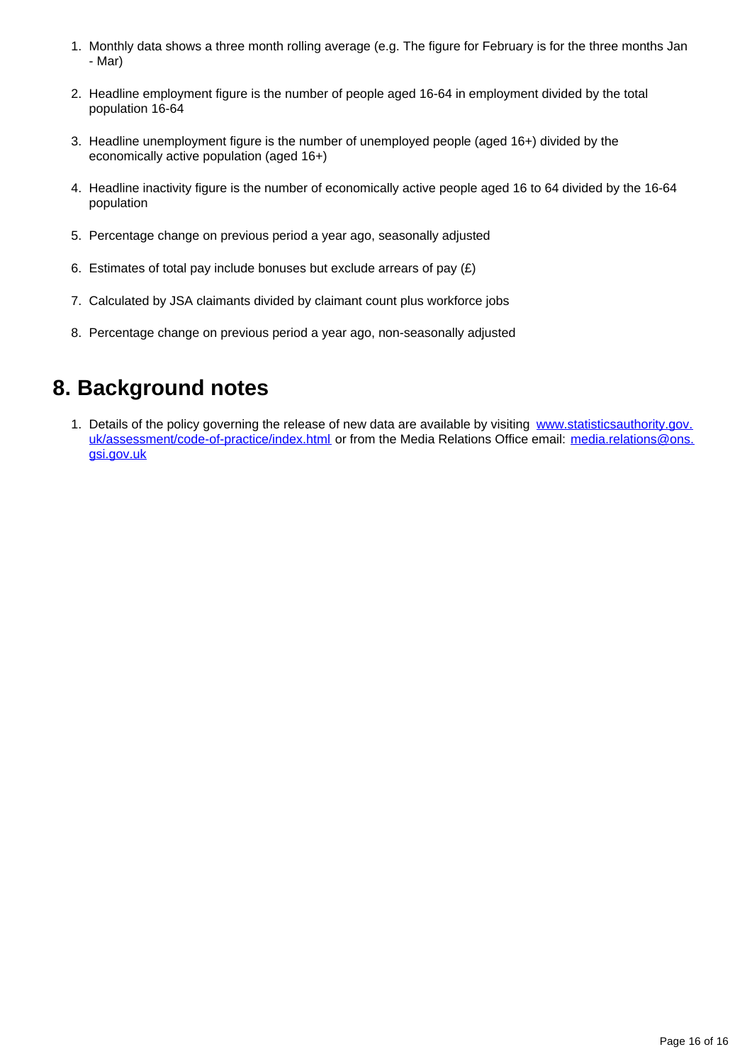1. Monthly data shows a three month rolling average (e.g. The figure for February is for the three months Jan - Mar)

2. Headline employment figure is the number of people aged 16-64 in employment divided by the total population 16-64

3. Headline unemployment figure is the number of unemployed people (aged 16+) divided by the economically active population (aged 16+)

4. Headline inactivity figure is the number of economically active people aged 16 to 64 divided by the 16-64 population

5. Percentage change on previous period a year ago, seasonally adjusted

6. Estimates of total pay include bonuses but exclude arrears of pay (£)

7. Calculated by JSA claimants divided by claimant count plus workforce jobs

8. Percentage change on previous period a year ago, non-seasonally adjusted

## 8. Background notes

1. Details of the policy governing the release of new data are available by visiting [www.statisticsauthority.gov.uk/assessment/code-of-practice/index.html](www.statisticsauthority.gov.uk/assessment/code-of-practice/index.html) or from the Media Relations Office email: [media.relations@ons.gsi.gov.uk](mailto:media.relations@ons.gsi.gov.uk)